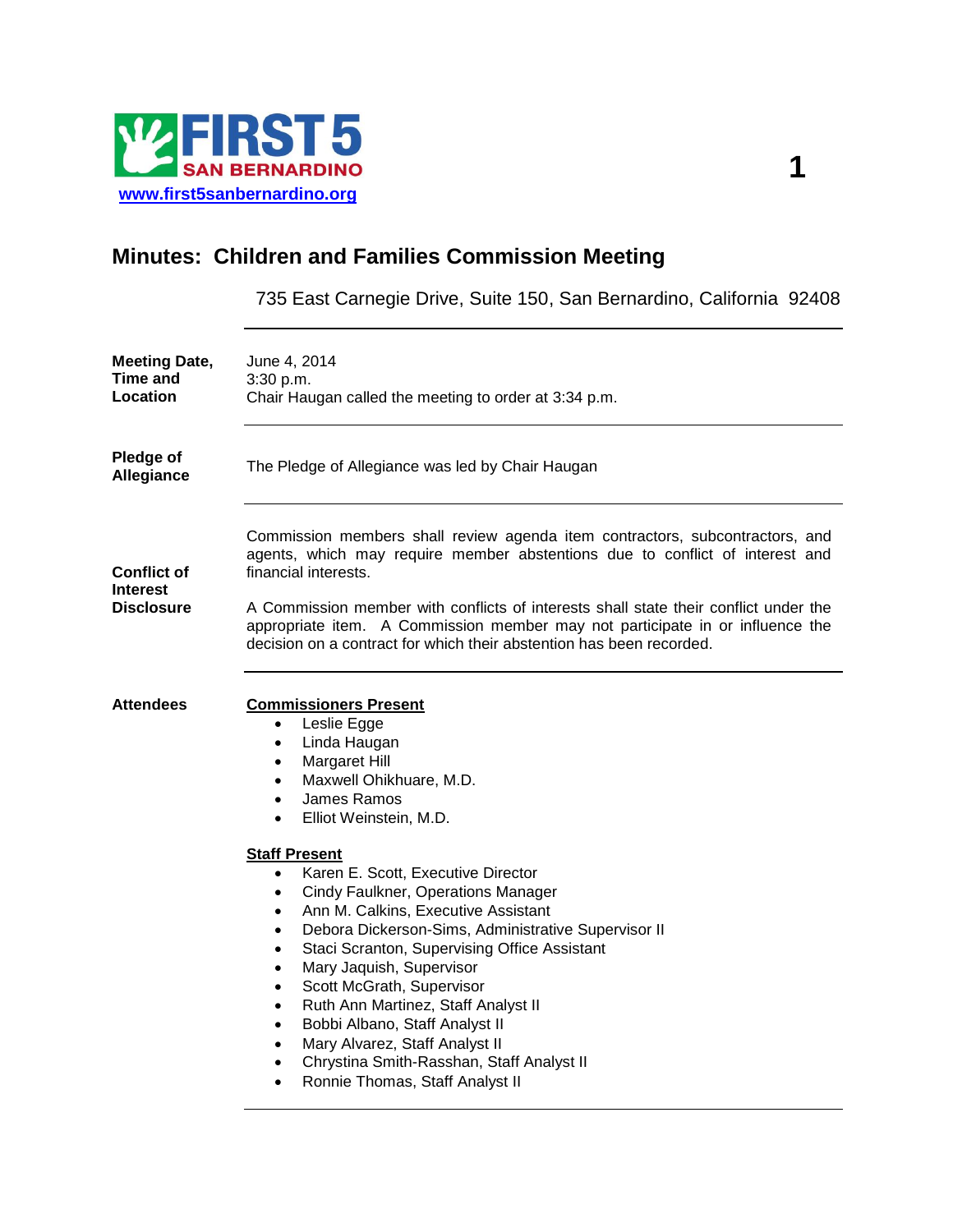FIRST 5 SAN BERNARDINO

www.first5sanbernardino.org

# Minutes: Children and Families Commission Meeting

735 East Carnegie Drive, Suite 150, San Bernardino, California 92408

**Meeting Date, Time and Location**

June 4, 2014
3:30 p.m.
Chair Haugan called the meeting to order at 3:34 p.m.

**Pledge of Allegiance**

The Pledge of Allegiance was led by Chair Haugan

**Conflict of Interest Disclosure**

Commission members shall review agenda item contractors, subcontractors, and agents, which may require member abstentions due to conflict of interest and financial interests.

A Commission member with conflicts of interests shall state their conflict under the appropriate item. A Commission member may not participate in or influence the decision on a contract for which their abstention has been recorded.

**Attendees**

**Commissioners Present**

- Leslie Egge
- Linda Haugan
- Margaret Hill
- Maxwell Ohikhuare, M.D.
- James Ramos
- Elliot Weinstein, M.D.

**Staff Present**

- Karen E. Scott, Executive Director
- Cindy Faulkner, Operations Manager
- Ann M. Calkins, Executive Assistant
- Debora Dickerson-Sims, Administrative Supervisor II
- Staci Scranton, Supervising Office Assistant
- Mary Jaquish, Supervisor
- Scott McGrath, Supervisor
- Ruth Ann Martinez, Staff Analyst II
- Bobbi Albano, Staff Analyst II
- Mary Alvarez, Staff Analyst II
- Chrystina Smith-Rasshan, Staff Analyst II
- Ronnie Thomas, Staff Analyst II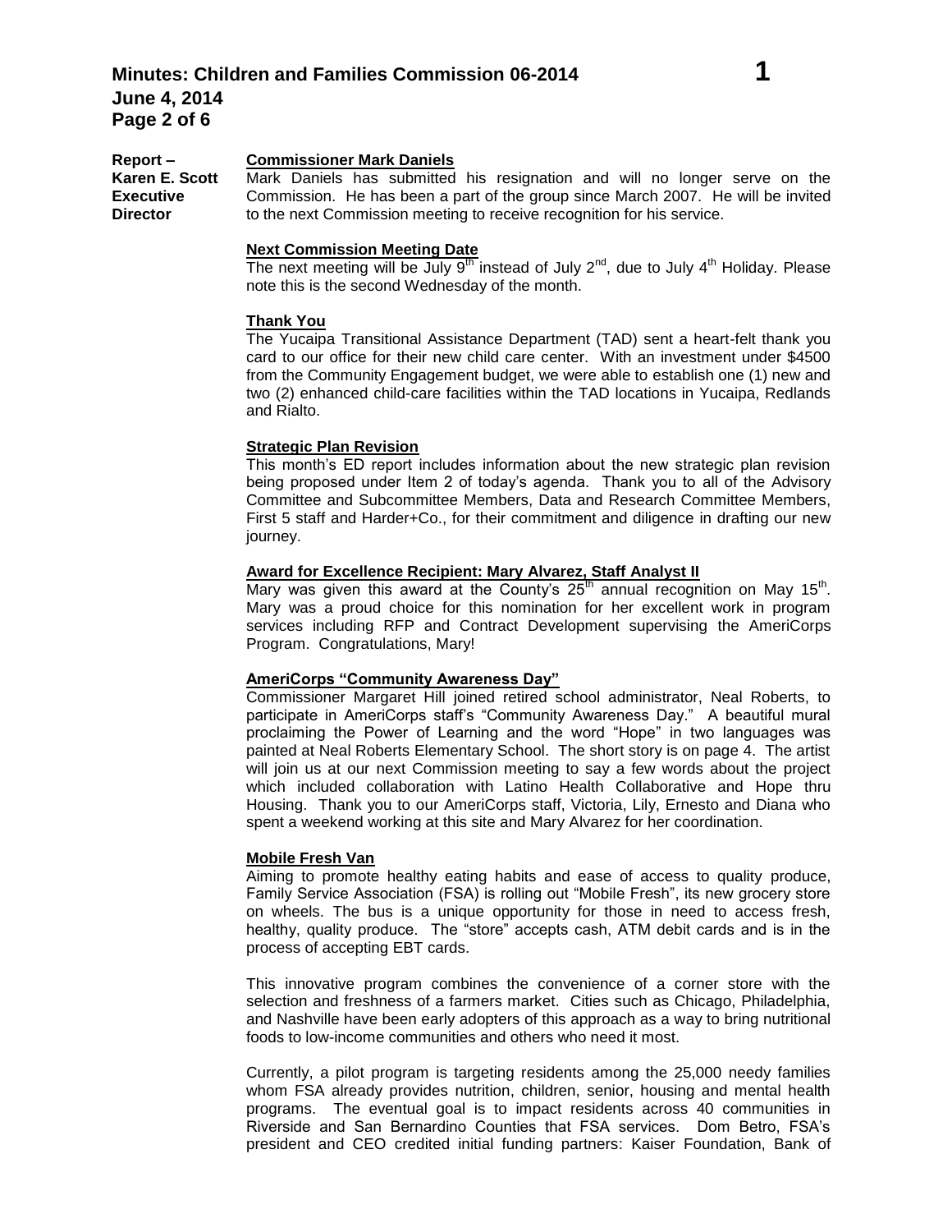**Report – Karen E. Scott Executive Director**

**Commissioner Mark Daniels**

Mark Daniels has submitted his resignation and will no longer serve on the Commission. He has been a part of the group since March 2007. He will be invited to the next Commission meeting to receive recognition for his service.

**Next Commission Meeting Date**

The next meeting will be July 9th instead of July 2nd, due to July 4th Holiday. Please note this is the second Wednesday of the month.

**Thank You**

The Yucaipa Transitional Assistance Department (TAD) sent a heart-felt thank you card to our office for their new child care center. With an investment under $4500 from the Community Engagement budget, we were able to establish one (1) new and two (2) enhanced child-care facilities within the TAD locations in Yucaipa, Redlands and Rialto.

**Strategic Plan Revision**

This month's ED report includes information about the new strategic plan revision being proposed under Item 2 of today's agenda. Thank you to all of the Advisory Committee and Subcommittee Members, Data and Research Committee Members, First 5 staff and Harder+Co., for their commitment and diligence in drafting our new journey.

**Award for Excellence Recipient: Mary Alvarez, Staff Analyst II**

Mary was given this award at the County's 25th annual recognition on May 15th. Mary was a proud choice for this nomination for her excellent work in program services including RFP and Contract Development supervising the AmeriCorps Program. Congratulations, Mary!

**AmeriCorps "Community Awareness Day"**

Commissioner Margaret Hill joined retired school administrator, Neal Roberts, to participate in AmeriCorps staff's "Community Awareness Day." A beautiful mural proclaiming the Power of Learning and the word "Hope" in two languages was painted at Neal Roberts Elementary School. The short story is on page 4. The artist will join us at our next Commission meeting to say a few words about the project which included collaboration with Latino Health Collaborative and Hope thru Housing. Thank you to our AmeriCorps staff, Victoria, Lily, Ernesto and Diana who spent a weekend working at this site and Mary Alvarez for her coordination.

**Mobile Fresh Van**

Aiming to promote healthy eating habits and ease of access to quality produce, Family Service Association (FSA) is rolling out "Mobile Fresh", its new grocery store on wheels. The bus is a unique opportunity for those in need to access fresh, healthy, quality produce. The "store" accepts cash, ATM debit cards and is in the process of accepting EBT cards.

This innovative program combines the convenience of a corner store with the selection and freshness of a farmers market. Cities such as Chicago, Philadelphia, and Nashville have been early adopters of this approach as a way to bring nutritional foods to low-income communities and others who need it most.

Currently, a pilot program is targeting residents among the 25,000 needy families whom FSA already provides nutrition, children, senior, housing and mental health programs. The eventual goal is to impact residents across 40 communities in Riverside and San Bernardino Counties that FSA services. Dom Betro, FSA's president and CEO credited initial funding partners: Kaiser Foundation, Bank of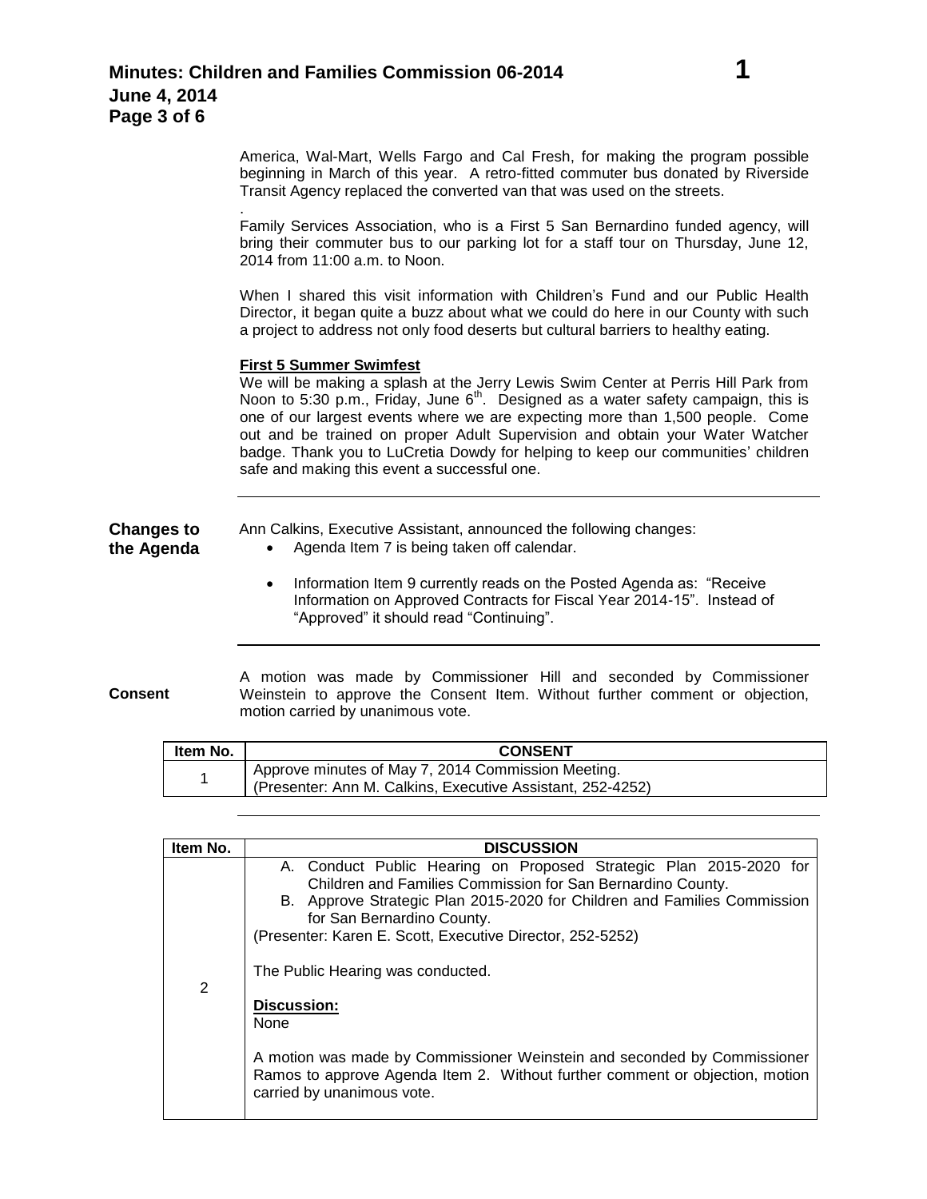America, Wal-Mart, Wells Fargo and Cal Fresh, for making the program possible beginning in March of this year. A retro-fitted commuter bus donated by Riverside Transit Agency replaced the converted van that was used on the streets.

.
Family Services Association, who is a First 5 San Bernardino funded agency, will bring their commuter bus to our parking lot for a staff tour on Thursday, June 12, 2014 from 11:00 a.m. to Noon.

When I shared this visit information with Children's Fund and our Public Health Director, it began quite a buzz about what we could do here in our County with such a project to address not only food deserts but cultural barriers to healthy eating.

**First 5 Summer Swimfest**

We will be making a splash at the Jerry Lewis Swim Center at Perris Hill Park from Noon to 5:30 p.m., Friday, June 6th. Designed as a water safety campaign, this is one of our largest events where we are expecting more than 1,500 people. Come out and be trained on proper Adult Supervision and obtain your Water Watcher badge. Thank you to LuCretia Dowdy for helping to keep our communities' children safe and making this event a successful one.

---

**Changes to the Agenda**

Ann Calkins, Executive Assistant, announced the following changes:

- Agenda Item 7 is being taken off calendar.
- Information Item 9 currently reads on the Posted Agenda as: "Receive Information on Approved Contracts for Fiscal Year 2014-15". Instead of "Approved" it should read "Continuing".

---

**Consent**

A motion was made by Commissioner Hill and seconded by Commissioner Weinstein to approve the Consent Item. Without further comment or objection, motion carried by unanimous vote.

| Item No. | CONSENT |
|---|---|
| 1 | Approve minutes of May 7, 2014 Commission Meeting.<br>(Presenter: Ann M. Calkins, Executive Assistant, 252-4252) |

---

| Item No. | DISCUSSION |
|---|---|
| 2 | A. Conduct Public Hearing on Proposed Strategic Plan 2015-2020 for Children and Families Commission for San Bernardino County.<br>B. Approve Strategic Plan 2015-2020 for Children and Families Commission for San Bernardino County.<br>(Presenter: Karen E. Scott, Executive Director, 252-5252)<br><br>The Public Hearing was conducted.<br><br>**Discussion:**<br>None<br><br>A motion was made by Commissioner Weinstein and seconded by Commissioner Ramos to approve Agenda Item 2. Without further comment or objection, motion carried by unanimous vote. |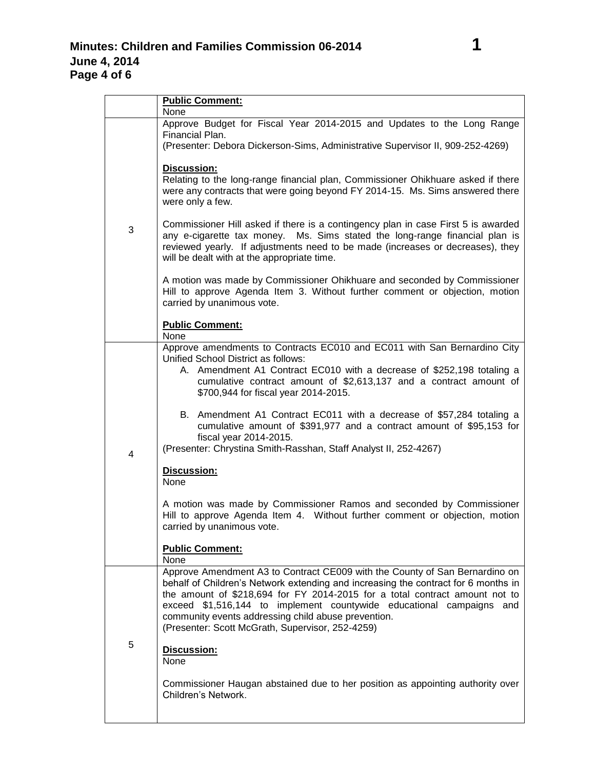| | |
|---|---|
| | **Public Comment:**<br>None |
| 3 | Approve Budget for Fiscal Year 2014-2015 and Updates to the Long Range Financial Plan.<br>(Presenter: Debora Dickerson-Sims, Administrative Supervisor II, 909-252-4269)<br><br>**Discussion:**<br>Relating to the long-range financial plan, Commissioner Ohikhuare asked if there were any contracts that were going beyond FY 2014-15. Ms. Sims answered there were only a few.<br><br>Commissioner Hill asked if there is a contingency plan in case First 5 is awarded any e-cigarette tax money. Ms. Sims stated the long-range financial plan is reviewed yearly. If adjustments need to be made (increases or decreases), they will be dealt with at the appropriate time.<br><br>A motion was made by Commissioner Ohikhuare and seconded by Commissioner Hill to approve Agenda Item 3. Without further comment or objection, motion carried by unanimous vote.<br><br>**Public Comment:**<br>None |
| 4 | Approve amendments to Contracts EC010 and EC011 with San Bernardino City Unified School District as follows:<br>A. Amendment A1 Contract EC010 with a decrease of $252,198 totaling a cumulative contract amount of $2,613,137 and a contract amount of $700,944 for fiscal year 2014-2015.<br><br>B. Amendment A1 Contract EC011 with a decrease of $57,284 totaling a cumulative amount of $391,977 and a contract amount of $95,153 for fiscal year 2014-2015.<br>(Presenter: Chrystina Smith-Rasshan, Staff Analyst II, 252-4267)<br><br>**Discussion:**<br>None<br><br>A motion was made by Commissioner Ramos and seconded by Commissioner Hill to approve Agenda Item 4. Without further comment or objection, motion carried by unanimous vote.<br><br>**Public Comment:**<br>None |
| 5 | Approve Amendment A3 to Contract CE009 with the County of San Bernardino on behalf of Children's Network extending and increasing the contract for 6 months in the amount of $218,694 for FY 2014-2015 for a total contract amount not to exceed $1,516,144 to implement countywide educational campaigns and community events addressing child abuse prevention.<br>(Presenter: Scott McGrath, Supervisor, 252-4259)<br><br>**Discussion:**<br>None<br><br>Commissioner Haugan abstained due to her position as appointing authority over Children's Network. |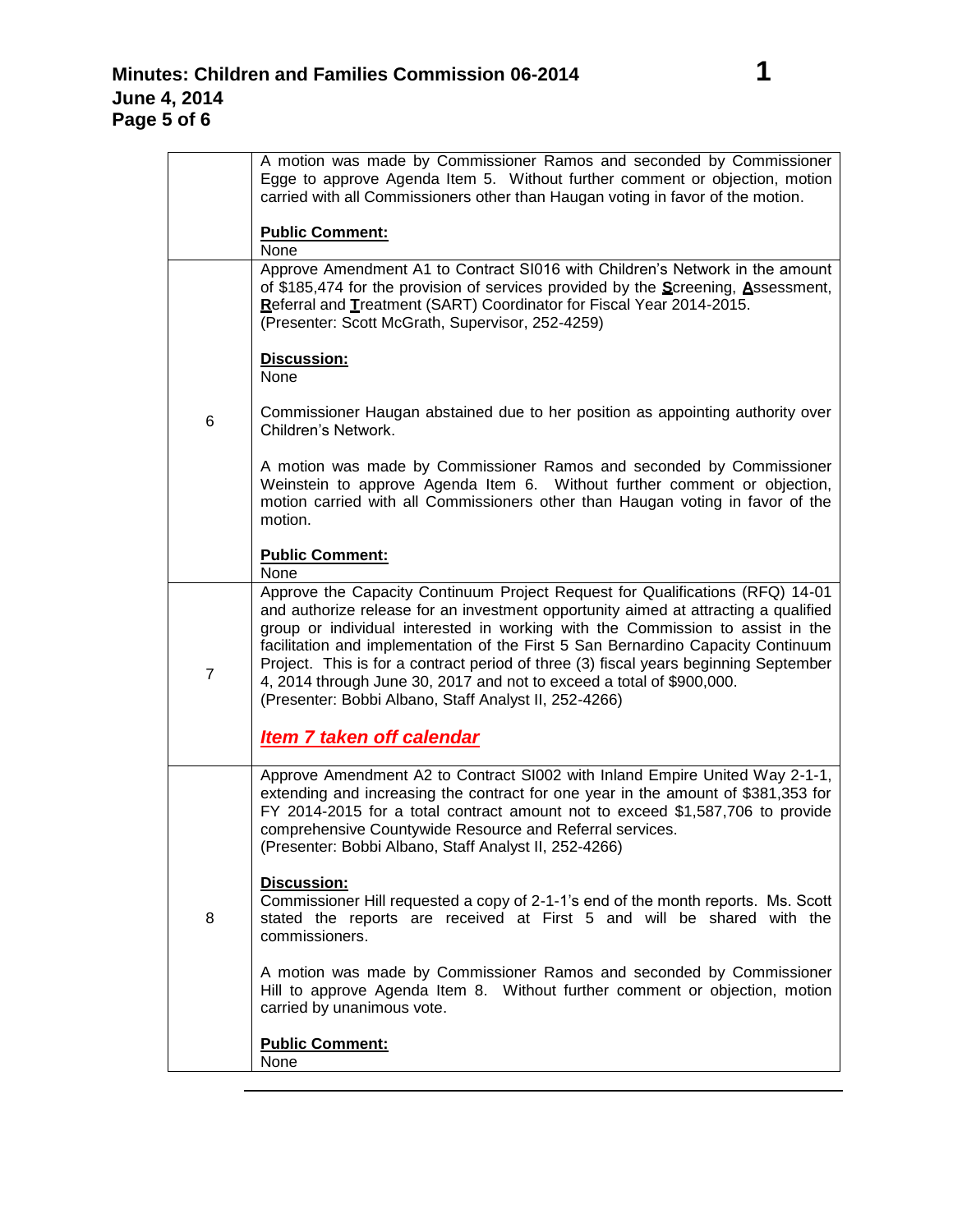| | |
|---|---|
| | A motion was made by Commissioner Ramos and seconded by Commissioner Egge to approve Agenda Item 5. Without further comment or objection, motion carried with all Commissioners other than Haugan voting in favor of the motion.<br><br>**Public Comment:**<br>None |
| 6 | Approve Amendment A1 to Contract SI016 with Children's Network in the amount of $185,474 for the provision of services provided by the **S**creening, **A**ssessment, **R**eferral and **T**reatment (SART) Coordinator for Fiscal Year 2014-2015.<br>(Presenter: Scott McGrath, Supervisor, 252-4259)<br><br>**Discussion:**<br>None<br><br>Commissioner Haugan abstained due to her position as appointing authority over Children's Network.<br><br>A motion was made by Commissioner Ramos and seconded by Commissioner Weinstein to approve Agenda Item 6. Without further comment or objection, motion carried with all Commissioners other than Haugan voting in favor of the motion.<br><br>**Public Comment:**<br>None |
| 7 | Approve the Capacity Continuum Project Request for Qualifications (RFQ) 14-01 and authorize release for an investment opportunity aimed at attracting a qualified group or individual interested in working with the Commission to assist in the facilitation and implementation of the First 5 San Bernardino Capacity Continuum Project. This is for a contract period of three (3) fiscal years beginning September 4, 2014 through June 30, 2017 and not to exceed a total of $900,000.<br>(Presenter: Bobbi Albano, Staff Analyst II, 252-4266)<br><br>***Item 7 taken off calendar*** |
| 8 | Approve Amendment A2 to Contract SI002 with Inland Empire United Way 2-1-1, extending and increasing the contract for one year in the amount of $381,353 for FY 2014-2015 for a total contract amount not to exceed $1,587,706 to provide comprehensive Countywide Resource and Referral services.<br>(Presenter: Bobbi Albano, Staff Analyst II, 252-4266)<br><br>**Discussion:**<br>Commissioner Hill requested a copy of 2-1-1's end of the month reports. Ms. Scott stated the reports are received at First 5 and will be shared with the commissioners.<br><br>A motion was made by Commissioner Ramos and seconded by Commissioner Hill to approve Agenda Item 8. Without further comment or objection, motion carried by unanimous vote.<br><br>**Public Comment:**<br>None |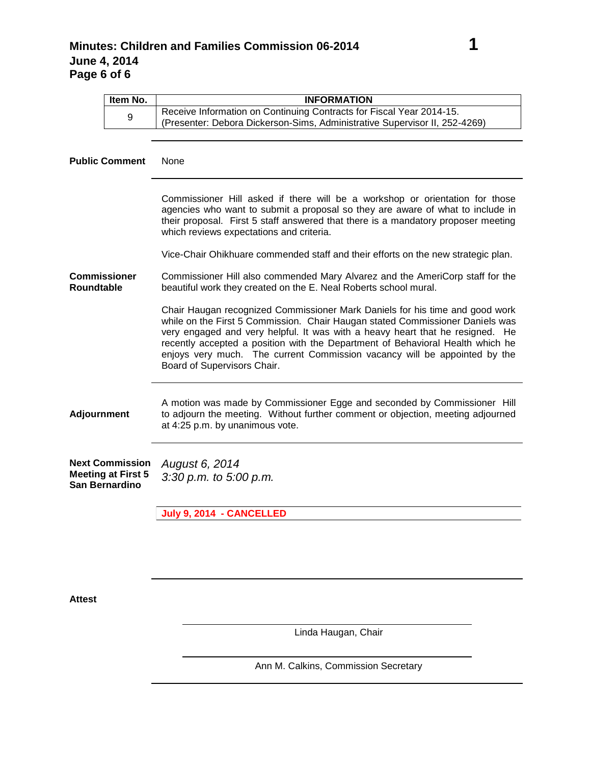| Item No. | INFORMATION |
| --- | --- |
| 9 | Receive Information on Continuing Contracts for Fiscal Year 2014-15.<br>(Presenter: Debora Dickerson-Sims, Administrative Supervisor II, 252-4269) |

**Public Comment**

None

**Commissioner Roundtable**

Commissioner Hill asked if there will be a workshop or orientation for those agencies who want to submit a proposal so they are aware of what to include in their proposal. First 5 staff answered that there is a mandatory proposer meeting which reviews expectations and criteria.

Vice-Chair Ohikhuare commended staff and their efforts on the new strategic plan.

Commissioner Hill also commended Mary Alvarez and the AmeriCorp staff for the beautiful work they created on the E. Neal Roberts school mural.

Chair Haugan recognized Commissioner Mark Daniels for his time and good work while on the First 5 Commission. Chair Haugan stated Commissioner Daniels was very engaged and very helpful. It was with a heavy heart that he resigned. He recently accepted a position with the Department of Behavioral Health which he enjoys very much. The current Commission vacancy will be appointed by the Board of Supervisors Chair.

**Adjournment**

A motion was made by Commissioner Egge and seconded by Commissioner Hill to adjourn the meeting. Without further comment or objection, meeting adjourned at 4:25 p.m. by unanimous vote.

**Next Commission Meeting at First 5 San Bernardino**

*August 6, 2014*
*3:30 p.m. to 5:00 p.m.*

**July 9, 2014 - CANCELLED**

**Attest**

Linda Haugan, Chair

Ann M. Calkins, Commission Secretary